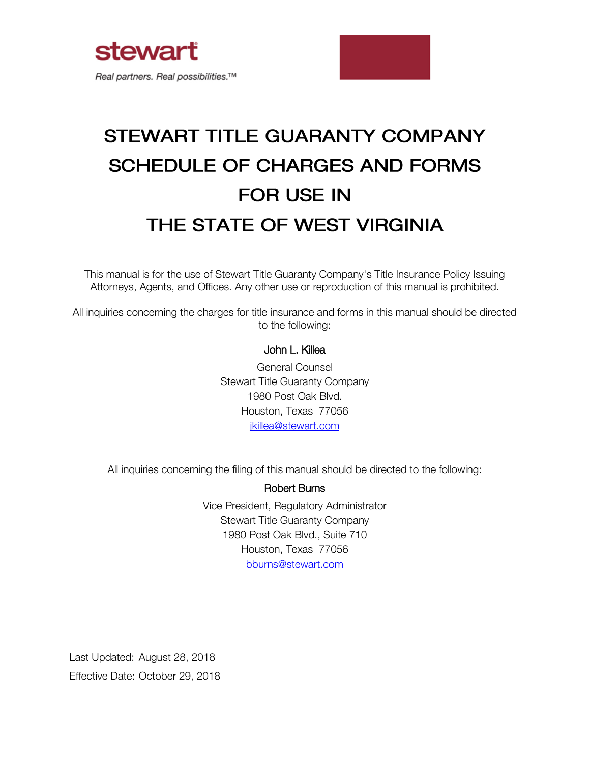stewart

*Real partners. Real possibilities.™*

# STEWART TITLE GUARANTY COMPANY SCHEDULE OF CHARGES AND FORMS FOR USE IN THE STATE OF WEST VIRGINIA

This manual is for the use of Stewart Title Guaranty Company's Title Insurance Policy Issuing Attorneys, Agents, and Offices. Any other use or reproduction of this manual is prohibited.

All inquiries concerning the charges for title insurance and forms in this manual should be directed to the following:

John L. Killea

General Counsel
Stewart Title Guaranty Company
1980 Post Oak Blvd.
Houston, Texas 77056
jkillea@stewart.com

All inquiries concerning the filing of this manual should be directed to the following:

Robert Burns

Vice President, Regulatory Administrator
Stewart Title Guaranty Company
1980 Post Oak Blvd., Suite 710
Houston, Texas 77056
bburns@stewart.com

Last Updated: August 28, 2018

Effective Date: October 29, 2018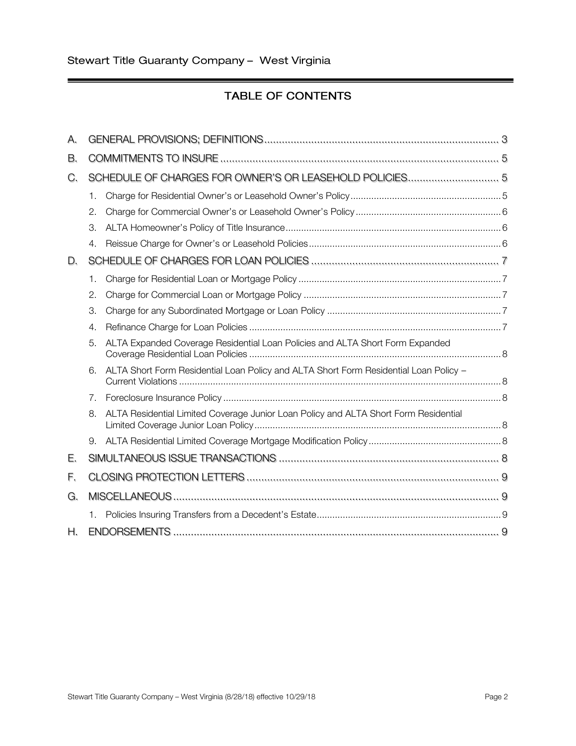# TABLE OF CONTENTS

A. GENERAL PROVISIONS; DEFINITIONS ........................................................................ 3

B. COMMITMENTS TO INSURE ........................................................................................ 5

C. SCHEDULE OF CHARGES FOR OWNER'S OR LEASEHOLD POLICIES ................................ 5

1. Charge for Residential Owner's or Leasehold Owner's Policy .......................................... 5
2. Charge for Commercial Owner's or Leasehold Owner's Policy ........................................ 6
3. ALTA Homeowner's Policy of Title Insurance ................................................................... 6
4. Reissue Charge for Owner's or Leasehold Policies .......................................................... 6

D. SCHEDULE OF CHARGES FOR LOAN POLICIES ................................................................. 7

1. Charge for Residential Loan or Mortgage Policy .............................................................. 7
2. Charge for Commercial Loan or Mortgage Policy ............................................................ 7
3. Charge for any Subordinated Mortgage or Loan Policy .................................................... 7
4. Refinance Charge for Loan Policies ................................................................................. 7
5. ALTA Expanded Coverage Residential Loan Policies and ALTA Short Form Expanded Coverage Residential Loan Policies ................................................................................. 8
6. ALTA Short Form Residential Loan Policy and ALTA Short Form Residential Loan Policy – Current Violations ............................................................................................................ 8
7. Foreclosure Insurance Policy ........................................................................................... 8
8. ALTA Residential Limited Coverage Junior Loan Policy and ALTA Short Form Residential Limited Coverage Junior Loan Policy .............................................................................. 8
9. ALTA Residential Limited Coverage Mortgage Modification Policy ................................... 8

E. SIMULTANEOUS ISSUE TRANSACTIONS ............................................................................ 8

F. CLOSING PROTECTION LETTERS ........................................................................................ 9

G. MISCELLANEOUS ................................................................................................................. 9

1. Policies Insuring Transfers from a Decedent's Estate ....................................................... 9

H. ENDORSEMENTS .................................................................................................................. 9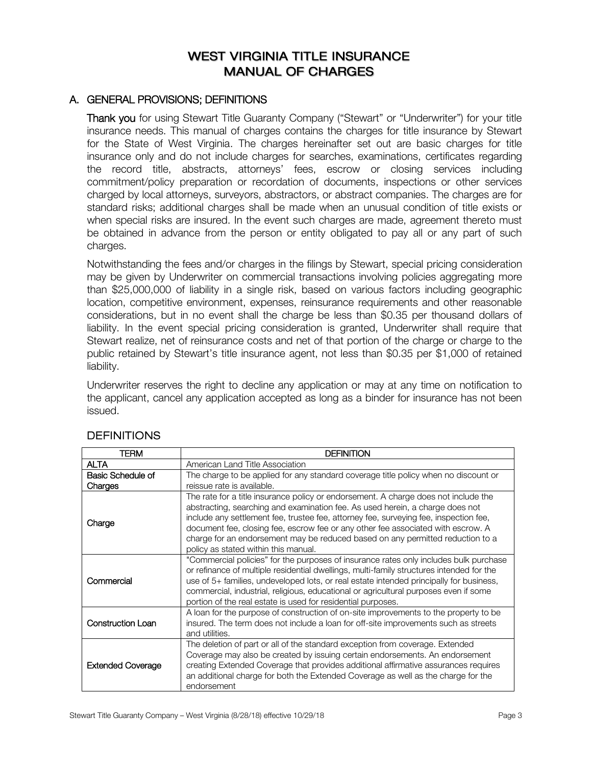# WEST VIRGINIA TITLE INSURANCE MANUAL OF CHARGES

## A. GENERAL PROVISIONS; DEFINITIONS

**Thank you** for using Stewart Title Guaranty Company ("Stewart" or "Underwriter") for your title insurance needs. This manual of charges contains the charges for title insurance by Stewart for the State of West Virginia. The charges hereinafter set out are basic charges for title insurance only and do not include charges for searches, examinations, certificates regarding the record title, abstracts, attorneys' fees, escrow or closing services including commitment/policy preparation or recordation of documents, inspections or other services charged by local attorneys, surveyors, abstractors, or abstract companies. The charges are for standard risks; additional charges shall be made when an unusual condition of title exists or when special risks are insured. In the event such charges are made, agreement thereto must be obtained in advance from the person or entity obligated to pay all or any part of such charges.

Notwithstanding the fees and/or charges in the filings by Stewart, special pricing consideration may be given by Underwriter on commercial transactions involving policies aggregating more than $25,000,000 of liability in a single risk, based on various factors including geographic location, competitive environment, expenses, reinsurance requirements and other reasonable considerations, but in no event shall the charge be less than $0.35 per thousand dollars of liability. In the event special pricing consideration is granted, Underwriter shall require that Stewart realize, net of reinsurance costs and net of that portion of the charge or charge to the public retained by Stewart's title insurance agent, not less than $0.35 per $1,000 of retained liability.

Underwriter reserves the right to decline any application or may at any time on notification to the applicant, cancel any application accepted as long as a binder for insurance has not been issued.

### DEFINITIONS

| TERM | DEFINITION |
|---|---|
| ALTA | American Land Title Association |
| Basic Schedule of Charges | The charge to be applied for any standard coverage title policy when no discount or reissue rate is available. |
| Charge | The rate for a title insurance policy or endorsement. A charge does not include the abstracting, searching and examination fee. As used herein, a charge does not include any settlement fee, trustee fee, attorney fee, surveying fee, inspection fee, document fee, closing fee, escrow fee or any other fee associated with escrow. A charge for an endorsement may be reduced based on any permitted reduction to a policy as stated within this manual. |
| Commercial | "Commercial policies" for the purposes of insurance rates only includes bulk purchase or refinance of multiple residential dwellings, multi-family structures intended for the use of 5+ families, undeveloped lots, or real estate intended principally for business, commercial, industrial, religious, educational or agricultural purposes even if some portion of the real estate is used for residential purposes. |
| Construction Loan | A loan for the purpose of construction of on-site improvements to the property to be insured. The term does not include a loan for off-site improvements such as streets and utilities. |
| Extended Coverage | The deletion of part or all of the standard exception from coverage. Extended Coverage may also be created by issuing certain endorsements. An endorsement creating Extended Coverage that provides additional affirmative assurances requires an additional charge for both the Extended Coverage as well as the charge for the endorsement |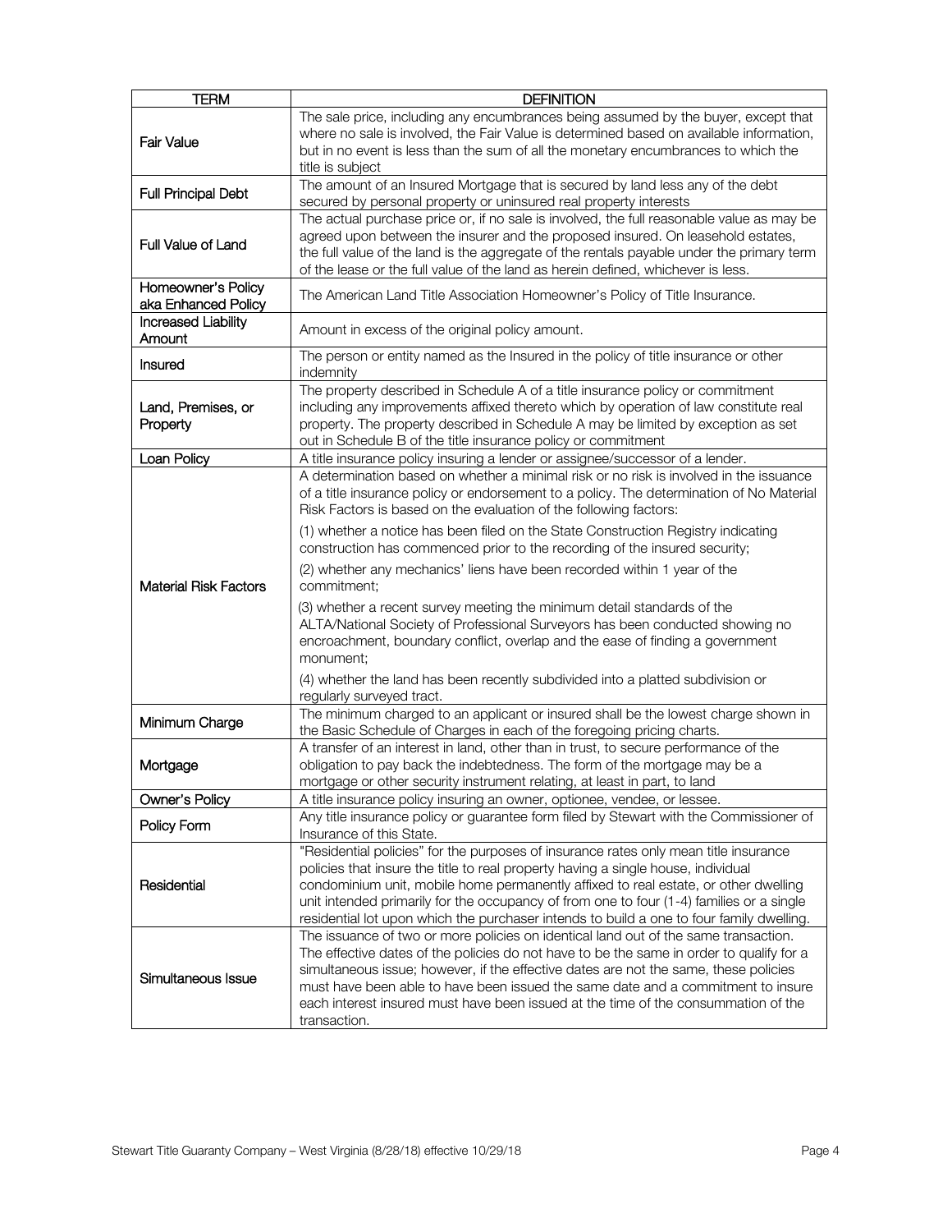| TERM | DEFINITION |
|---|---|
| Fair Value | The sale price, including any encumbrances being assumed by the buyer, except that where no sale is involved, the Fair Value is determined based on available information, but in no event is less than the sum of all the monetary encumbrances to which the title is subject |
| Full Principal Debt | The amount of an Insured Mortgage that is secured by land less any of the debt secured by personal property or uninsured real property interests |
| Full Value of Land | The actual purchase price or, if no sale is involved, the full reasonable value as may be agreed upon between the insurer and the proposed insured. On leasehold estates, the full value of the land is the aggregate of the rentals payable under the primary term of the lease or the full value of the land as herein defined, whichever is less. |
| Homeowner's Policy aka Enhanced Policy | The American Land Title Association Homeowner's Policy of Title Insurance. |
| Increased Liability Amount | Amount in excess of the original policy amount. |
| Insured | The person or entity named as the Insured in the policy of title insurance or other indemnity |
| Land, Premises, or Property | The property described in Schedule A of a title insurance policy or commitment including any improvements affixed thereto which by operation of law constitute real property. The property described in Schedule A may be limited by exception as set out in Schedule B of the title insurance policy or commitment |
| Loan Policy | A title insurance policy insuring a lender or assignee/successor of a lender. |
| Material Risk Factors | A determination based on whether a minimal risk or no risk is involved in the issuance of a title insurance policy or endorsement to a policy. The determination of No Material Risk Factors is based on the evaluation of the following factors:<br><br>(1) whether a notice has been filed on the State Construction Registry indicating construction has commenced prior to the recording of the insured security;<br><br>(2) whether any mechanics' liens have been recorded within 1 year of the commitment;<br><br>(3) whether a recent survey meeting the minimum detail standards of the ALTA/National Society of Professional Surveyors has been conducted showing no encroachment, boundary conflict, overlap and the ease of finding a government monument;<br><br>(4) whether the land has been recently subdivided into a platted subdivision or regularly surveyed tract. |
| Minimum Charge | The minimum charged to an applicant or insured shall be the lowest charge shown in the Basic Schedule of Charges in each of the foregoing pricing charts. |
| Mortgage | A transfer of an interest in land, other than in trust, to secure performance of the obligation to pay back the indebtedness. The form of the mortgage may be a mortgage or other security instrument relating, at least in part, to land |
| Owner's Policy | A title insurance policy insuring an owner, optionee, vendee, or lessee. |
| Policy Form | Any title insurance policy or guarantee form filed by Stewart with the Commissioner of Insurance of this State. |
| Residential | "Residential policies" for the purposes of insurance rates only mean title insurance policies that insure the title to real property having a single house, individual condominium unit, mobile home permanently affixed to real estate, or other dwelling unit intended primarily for the occupancy of from one to four (1-4) families or a single residential lot upon which the purchaser intends to build a one to four family dwelling. |
| Simultaneous Issue | The issuance of two or more policies on identical land out of the same transaction. The effective dates of the policies do not have to be the same in order to qualify for a simultaneous issue; however, if the effective dates are not the same, these policies must have been able to have been issued the same date and a commitment to insure each interest insured must have been issued at the time of the consummation of the transaction. |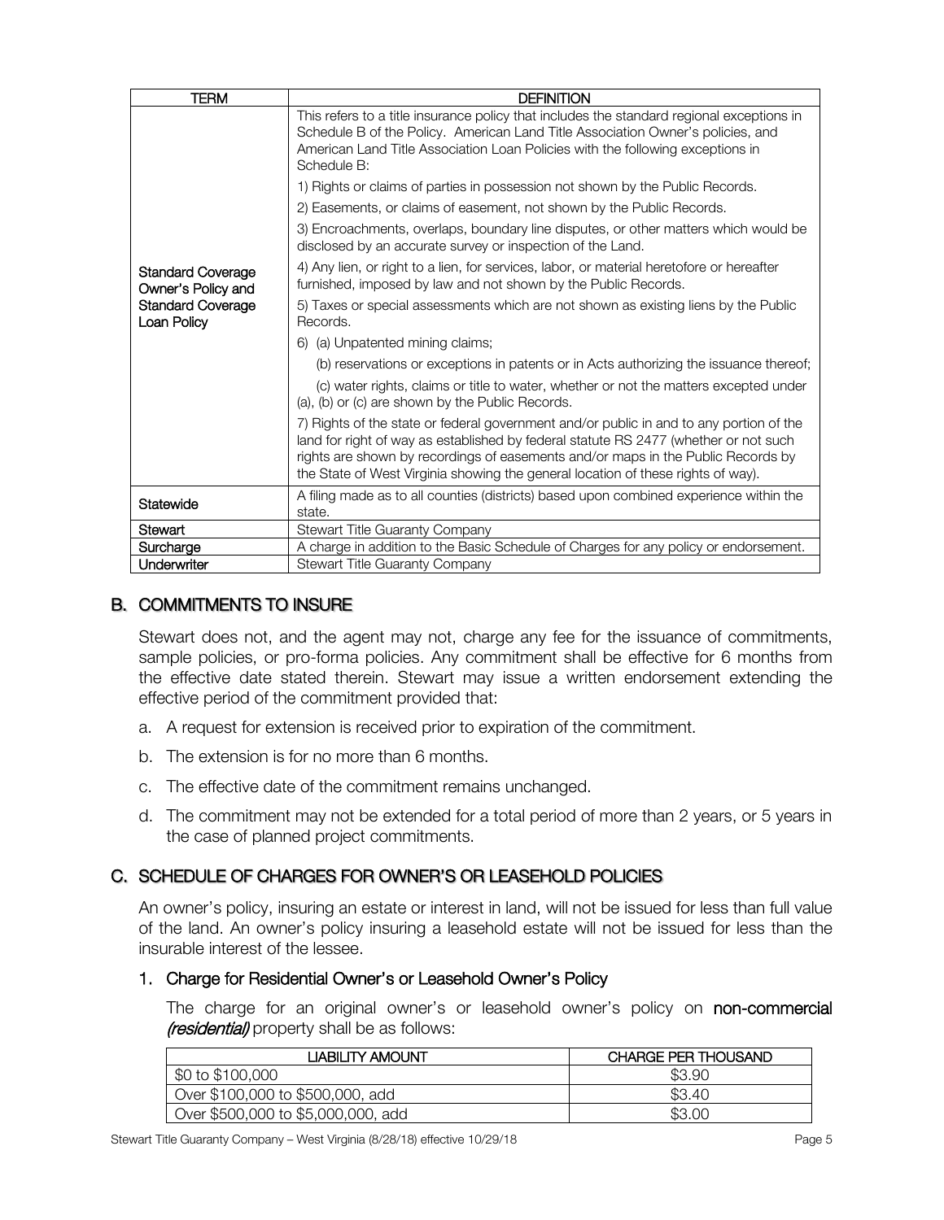| TERM | DEFINITION |
|---|---|
| Standard Coverage Owner's Policy and Standard Coverage Loan Policy | This refers to a title insurance policy that includes the standard regional exceptions in Schedule B of the Policy. American Land Title Association Owner's policies, and American Land Title Association Loan Policies with the following exceptions in Schedule B:<br><br>1) Rights or claims of parties in possession not shown by the Public Records.<br><br>2) Easements, or claims of easement, not shown by the Public Records.<br><br>3) Encroachments, overlaps, boundary line disputes, or other matters which would be disclosed by an accurate survey or inspection of the Land.<br><br>4) Any lien, or right to a lien, for services, labor, or material heretofore or hereafter furnished, imposed by law and not shown by the Public Records.<br><br>5) Taxes or special assessments which are not shown as existing liens by the Public Records.<br><br>6) (a) Unpatented mining claims;<br>(b) reservations or exceptions in patents or in Acts authorizing the issuance thereof;<br>(c) water rights, claims or title to water, whether or not the matters excepted under (a), (b) or (c) are shown by the Public Records.<br><br>7) Rights of the state or federal government and/or public in and to any portion of the land for right of way as established by federal statute RS 2477 (whether or not such rights are shown by recordings of easements and/or maps in the Public Records by the State of West Virginia showing the general location of these rights of way). |
| Statewide | A filing made as to all counties (districts) based upon combined experience within the state. |
| Stewart | Stewart Title Guaranty Company |
| Surcharge | A charge in addition to the Basic Schedule of Charges for any policy or endorsement. |
| Underwriter | Stewart Title Guaranty Company |

## B. COMMITMENTS TO INSURE

Stewart does not, and the agent may not, charge any fee for the issuance of commitments, sample policies, or pro-forma policies. Any commitment shall be effective for 6 months from the effective date stated therein. Stewart may issue a written endorsement extending the effective period of the commitment provided that:

a. A request for extension is received prior to expiration of the commitment.

b. The extension is for no more than 6 months.

c. The effective date of the commitment remains unchanged.

d. The commitment may not be extended for a total period of more than 2 years, or 5 years in the case of planned project commitments.

## C. SCHEDULE OF CHARGES FOR OWNER'S OR LEASEHOLD POLICIES

An owner's policy, insuring an estate or interest in land, will not be issued for less than full value of the land. An owner's policy insuring a leasehold estate will not be issued for less than the insurable interest of the lessee.

### 1. Charge for Residential Owner's or Leasehold Owner's Policy

The charge for an original owner's or leasehold owner's policy on **non-commercial *(residential)*** property shall be as follows:

| LIABILITY AMOUNT | CHARGE PER THOUSAND |
|---|---|
| $0 to $100,000 | $3.90 |
| Over $100,000 to $500,000, add | $3.40 |
| Over $500,000 to $5,000,000, add | $3.00 |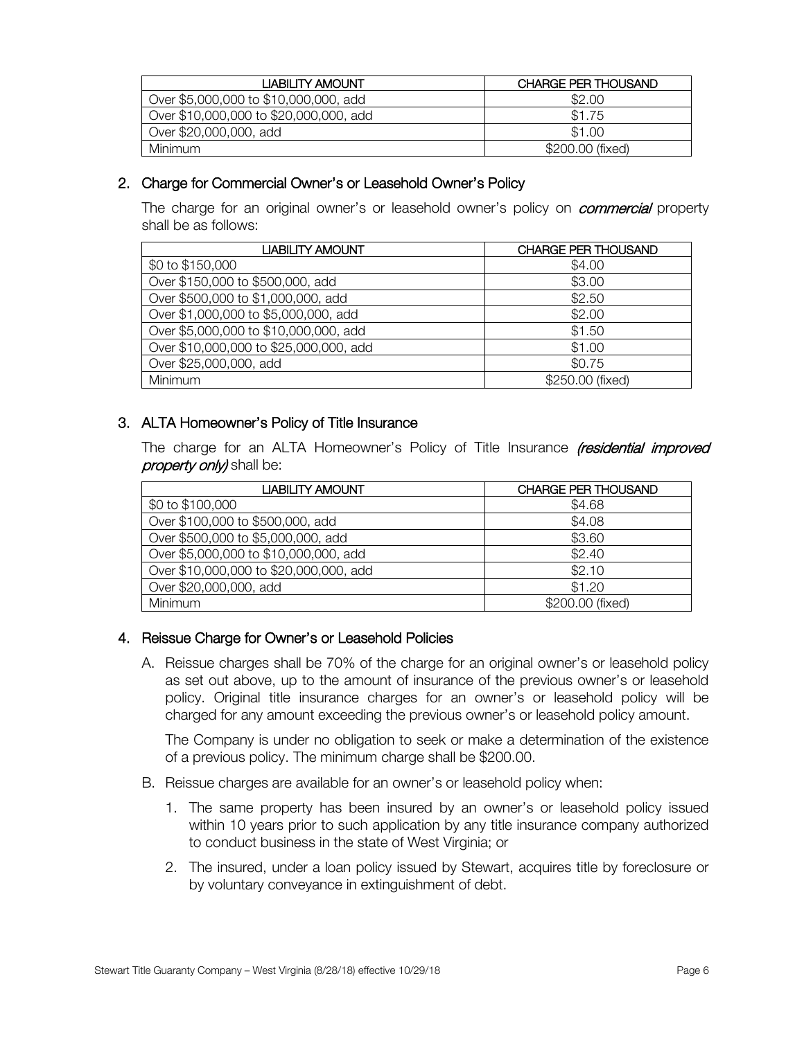| LIABILITY AMOUNT | CHARGE PER THOUSAND |
| --- | --- |
| Over $5,000,000 to $10,000,000, add | $2.00 |
| Over $10,000,000 to $20,000,000, add | $1.75 |
| Over $20,000,000, add | $1.00 |
| Minimum | $200.00 (fixed) |

## 2. Charge for Commercial Owner's or Leasehold Owner's Policy

The charge for an original owner's or leasehold owner's policy on ***commercial*** property shall be as follows:

| LIABILITY AMOUNT | CHARGE PER THOUSAND |
| --- | --- |
| $0 to $150,000 | $4.00 |
| Over $150,000 to $500,000, add | $3.00 |
| Over $500,000 to $1,000,000, add | $2.50 |
| Over $1,000,000 to $5,000,000, add | $2.00 |
| Over $5,000,000 to $10,000,000, add | $1.50 |
| Over $10,000,000 to $25,000,000, add | $1.00 |
| Over $25,000,000, add | $0.75 |
| Minimum | $250.00 (fixed) |

## 3. ALTA Homeowner's Policy of Title Insurance

The charge for an ALTA Homeowner's Policy of Title Insurance ***(residential improved property only)*** shall be:

| LIABILITY AMOUNT | CHARGE PER THOUSAND |
| --- | --- |
| $0 to $100,000 | $4.68 |
| Over $100,000 to $500,000, add | $4.08 |
| Over $500,000 to $5,000,000, add | $3.60 |
| Over $5,000,000 to $10,000,000, add | $2.40 |
| Over $10,000,000 to $20,000,000, add | $2.10 |
| Over $20,000,000, add | $1.20 |
| Minimum | $200.00 (fixed) |

## 4. Reissue Charge for Owner's or Leasehold Policies

A. Reissue charges shall be 70% of the charge for an original owner's or leasehold policy as set out above, up to the amount of insurance of the previous owner's or leasehold policy. Original title insurance charges for an owner's or leasehold policy will be charged for any amount exceeding the previous owner's or leasehold policy amount.

The Company is under no obligation to seek or make a determination of the existence of a previous policy. The minimum charge shall be $200.00.

B. Reissue charges are available for an owner's or leasehold policy when:

1. The same property has been insured by an owner's or leasehold policy issued within 10 years prior to such application by any title insurance company authorized to conduct business in the state of West Virginia; or
2. The insured, under a loan policy issued by Stewart, acquires title by foreclosure or by voluntary conveyance in extinguishment of debt.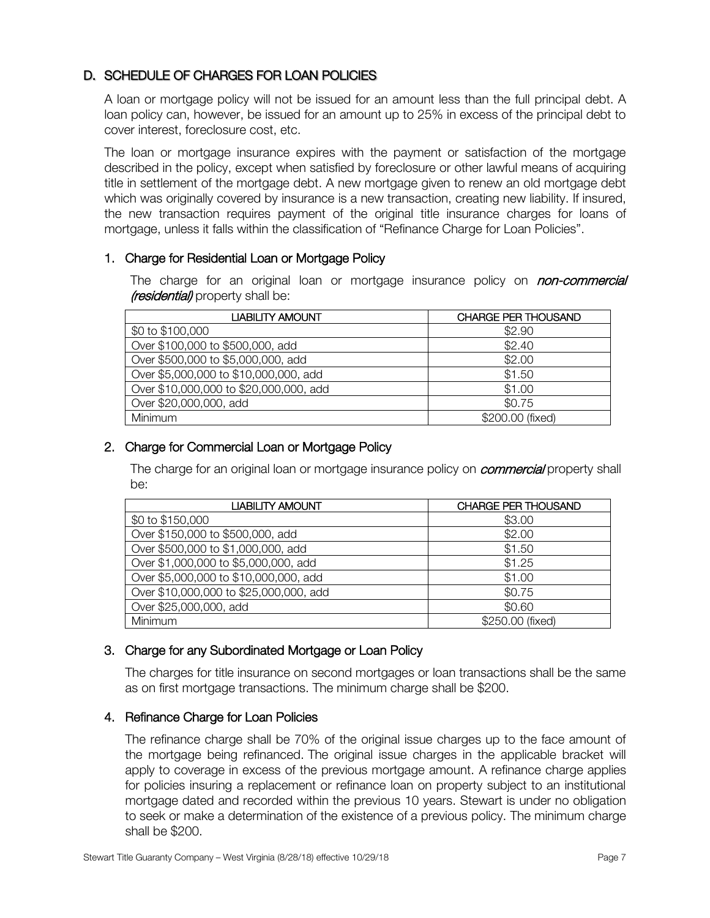## D. SCHEDULE OF CHARGES FOR LOAN POLICIES

A loan or mortgage policy will not be issued for an amount less than the full principal debt. A loan policy can, however, be issued for an amount up to 25% in excess of the principal debt to cover interest, foreclosure cost, etc.

The loan or mortgage insurance expires with the payment or satisfaction of the mortgage described in the policy, except when satisfied by foreclosure or other lawful means of acquiring title in settlement of the mortgage debt. A new mortgage given to renew an old mortgage debt which was originally covered by insurance is a new transaction, creating new liability. If insured, the new transaction requires payment of the original title insurance charges for loans of mortgage, unless it falls within the classification of "Refinance Charge for Loan Policies".

### 1. Charge for Residential Loan or Mortgage Policy

The charge for an original loan or mortgage insurance policy on ***non-commercial (residential)*** property shall be:

| LIABILITY AMOUNT | CHARGE PER THOUSAND |
|---|---|
| $0 to $100,000 | $2.90 |
| Over $100,000 to $500,000, add | $2.40 |
| Over $500,000 to $5,000,000, add | $2.00 |
| Over $5,000,000 to $10,000,000, add | $1.50 |
| Over $10,000,000 to $20,000,000, add | $1.00 |
| Over $20,000,000, add | $0.75 |
| Minimum | $200.00 (fixed) |

### 2. Charge for Commercial Loan or Mortgage Policy

The charge for an original loan or mortgage insurance policy on ***commercial*** property shall be:

| LIABILITY AMOUNT | CHARGE PER THOUSAND |
|---|---|
| $0 to $150,000 | $3.00 |
| Over $150,000 to $500,000, add | $2.00 |
| Over $500,000 to $1,000,000, add | $1.50 |
| Over $1,000,000 to $5,000,000, add | $1.25 |
| Over $5,000,000 to $10,000,000, add | $1.00 |
| Over $10,000,000 to $25,000,000, add | $0.75 |
| Over $25,000,000, add | $0.60 |
| Minimum | $250.00 (fixed) |

### 3. Charge for any Subordinated Mortgage or Loan Policy

The charges for title insurance on second mortgages or loan transactions shall be the same as on first mortgage transactions. The minimum charge shall be $200.

### 4. Refinance Charge for Loan Policies

The refinance charge shall be 70% of the original issue charges up to the face amount of the mortgage being refinanced. The original issue charges in the applicable bracket will apply to coverage in excess of the previous mortgage amount. A refinance charge applies for policies insuring a replacement or refinance loan on property subject to an institutional mortgage dated and recorded within the previous 10 years. Stewart is under no obligation to seek or make a determination of the existence of a previous policy. The minimum charge shall be $200.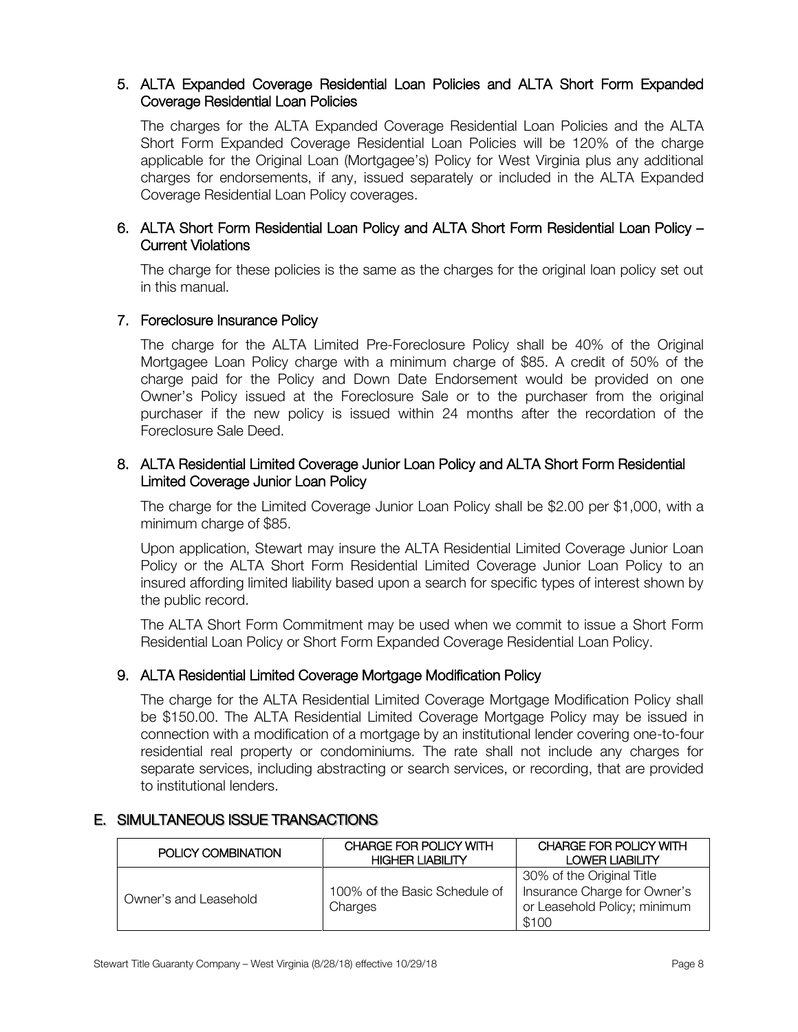### 5. ALTA Expanded Coverage Residential Loan Policies and ALTA Short Form Expanded Coverage Residential Loan Policies

The charges for the ALTA Expanded Coverage Residential Loan Policies and the ALTA Short Form Expanded Coverage Residential Loan Policies will be 120% of the charge applicable for the Original Loan (Mortgagee's) Policy for West Virginia plus any additional charges for endorsements, if any, issued separately or included in the ALTA Expanded Coverage Residential Loan Policy coverages.

### 6. ALTA Short Form Residential Loan Policy and ALTA Short Form Residential Loan Policy – Current Violations

The charge for these policies is the same as the charges for the original loan policy set out in this manual.

### 7. Foreclosure Insurance Policy

The charge for the ALTA Limited Pre-Foreclosure Policy shall be 40% of the Original Mortgagee Loan Policy charge with a minimum charge of $85. A credit of 50% of the charge paid for the Policy and Down Date Endorsement would be provided on one Owner's Policy issued at the Foreclosure Sale or to the purchaser from the original purchaser if the new policy is issued within 24 months after the recordation of the Foreclosure Sale Deed.

### 8. ALTA Residential Limited Coverage Junior Loan Policy and ALTA Short Form Residential Limited Coverage Junior Loan Policy

The charge for the Limited Coverage Junior Loan Policy shall be $2.00 per $1,000, with a minimum charge of $85.

Upon application, Stewart may insure the ALTA Residential Limited Coverage Junior Loan Policy or the ALTA Short Form Residential Limited Coverage Junior Loan Policy to an insured affording limited liability based upon a search for specific types of interest shown by the public record.

The ALTA Short Form Commitment may be used when we commit to issue a Short Form Residential Loan Policy or Short Form Expanded Coverage Residential Loan Policy.

### 9. ALTA Residential Limited Coverage Mortgage Modification Policy

The charge for the ALTA Residential Limited Coverage Mortgage Modification Policy shall be $150.00. The ALTA Residential Limited Coverage Mortgage Policy may be issued in connection with a modification of a mortgage by an institutional lender covering one-to-four residential real property or condominiums. The rate shall not include any charges for separate services, including abstracting or search services, or recording, that are provided to institutional lenders.

## E. SIMULTANEOUS ISSUE TRANSACTIONS

| POLICY COMBINATION | CHARGE FOR POLICY WITH HIGHER LIABILITY | CHARGE FOR POLICY WITH LOWER LIABILITY |
|---|---|---|
| Owner's and Leasehold | 100% of the Basic Schedule of Charges | 30% of the Original Title Insurance Charge for Owner's or Leasehold Policy; minimum $100 |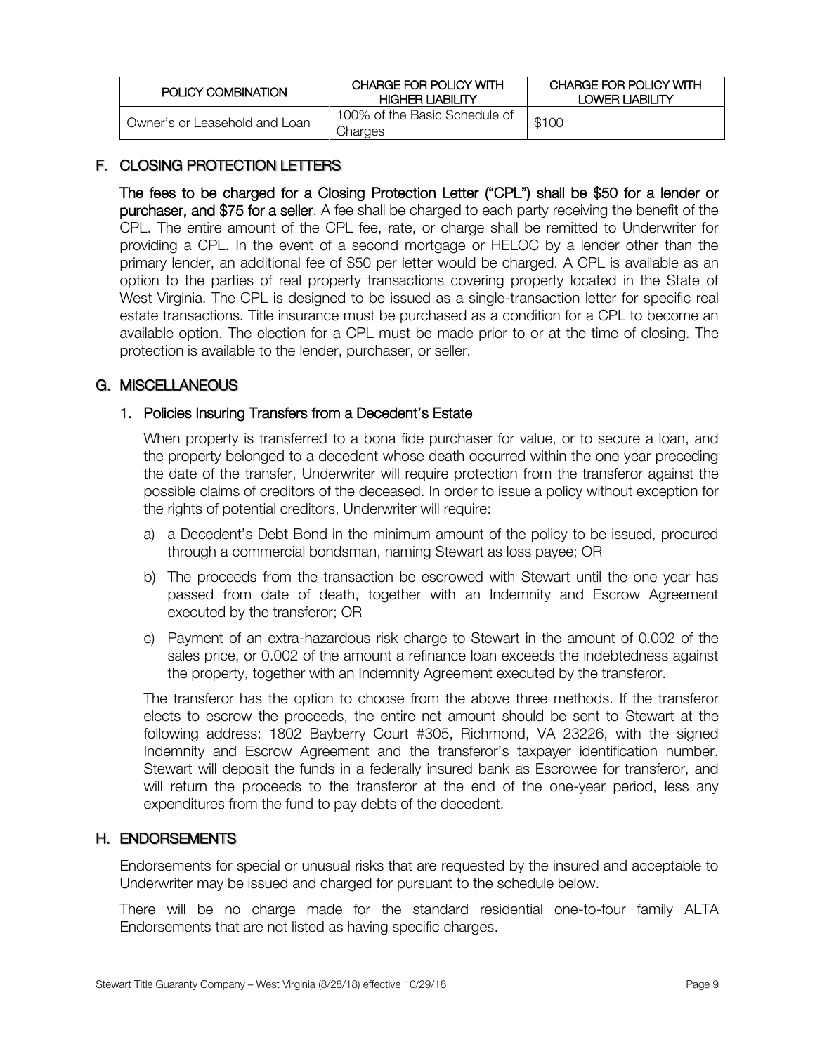| POLICY COMBINATION | CHARGE FOR POLICY WITH HIGHER LIABILITY | CHARGE FOR POLICY WITH LOWER LIABILITY |
| --- | --- | --- |
| Owner's or Leasehold and Loan | 100% of the Basic Schedule of Charges | $100 |

## F. CLOSING PROTECTION LETTERS

**The fees to be charged for a Closing Protection Letter ("CPL") shall be $50 for a lender or purchaser, and $75 for a seller**. A fee shall be charged to each party receiving the benefit of the CPL. The entire amount of the CPL fee, rate, or charge shall be remitted to Underwriter for providing a CPL. In the event of a second mortgage or HELOC by a lender other than the primary lender, an additional fee of $50 per letter would be charged. A CPL is available as an option to the parties of real property transactions covering property located in the State of West Virginia. The CPL is designed to be issued as a single-transaction letter for specific real estate transactions. Title insurance must be purchased as a condition for a CPL to become an available option. The election for a CPL must be made prior to or at the time of closing. The protection is available to the lender, purchaser, or seller.

## G. MISCELLANEOUS

### 1. Policies Insuring Transfers from a Decedent's Estate

When property is transferred to a bona fide purchaser for value, or to secure a loan, and the property belonged to a decedent whose death occurred within the one year preceding the date of the transfer, Underwriter will require protection from the transferor against the possible claims of creditors of the deceased. In order to issue a policy without exception for the rights of potential creditors, Underwriter will require:

a) a Decedent's Debt Bond in the minimum amount of the policy to be issued, procured through a commercial bondsman, naming Stewart as loss payee; OR

b) The proceeds from the transaction be escrowed with Stewart until the one year has passed from date of death, together with an Indemnity and Escrow Agreement executed by the transferor; OR

c) Payment of an extra-hazardous risk charge to Stewart in the amount of 0.002 of the sales price, or 0.002 of the amount a refinance loan exceeds the indebtedness against the property, together with an Indemnity Agreement executed by the transferor.

The transferor has the option to choose from the above three methods. If the transferor elects to escrow the proceeds, the entire net amount should be sent to Stewart at the following address: 1802 Bayberry Court #305, Richmond, VA 23226, with the signed Indemnity and Escrow Agreement and the transferor's taxpayer identification number. Stewart will deposit the funds in a federally insured bank as Escrowee for transferor, and will return the proceeds to the transferor at the end of the one-year period, less any expenditures from the fund to pay debts of the decedent.

## H. ENDORSEMENTS

Endorsements for special or unusual risks that are requested by the insured and acceptable to Underwriter may be issued and charged for pursuant to the schedule below.

There will be no charge made for the standard residential one-to-four family ALTA Endorsements that are not listed as having specific charges.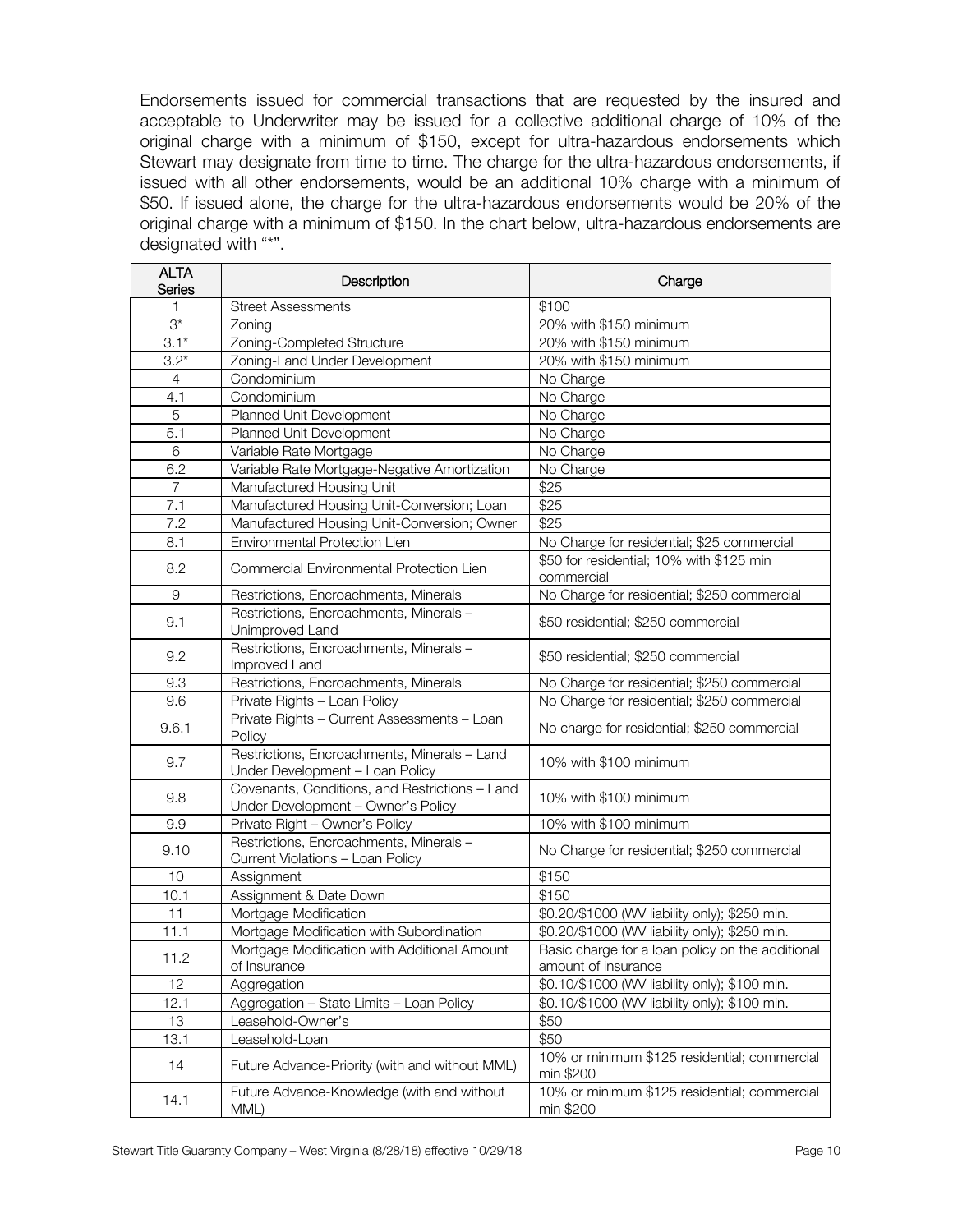Endorsements issued for commercial transactions that are requested by the insured and acceptable to Underwriter may be issued for a collective additional charge of 10% of the original charge with a minimum of $150, except for ultra-hazardous endorsements which Stewart may designate from time to time. The charge for the ultra-hazardous endorsements, if issued with all other endorsements, would be an additional 10% charge with a minimum of $50. If issued alone, the charge for the ultra-hazardous endorsements would be 20% of the original charge with a minimum of $150. In the chart below, ultra-hazardous endorsements are designated with "*".

| ALTA Series | Description | Charge |
|---|---|---|
| 1 | Street Assessments | $100 |
| 3* | Zoning | 20% with $150 minimum |
| 3.1* | Zoning-Completed Structure | 20% with $150 minimum |
| 3.2* | Zoning-Land Under Development | 20% with $150 minimum |
| 4 | Condominium | No Charge |
| 4.1 | Condominium | No Charge |
| 5 | Planned Unit Development | No Charge |
| 5.1 | Planned Unit Development | No Charge |
| 6 | Variable Rate Mortgage | No Charge |
| 6.2 | Variable Rate Mortgage-Negative Amortization | No Charge |
| 7 | Manufactured Housing Unit | $25 |
| 7.1 | Manufactured Housing Unit-Conversion; Loan | $25 |
| 7.2 | Manufactured Housing Unit-Conversion; Owner | $25 |
| 8.1 | Environmental Protection Lien | No Charge for residential; $25 commercial |
| 8.2 | Commercial Environmental Protection Lien | $50 for residential; 10% with $125 min commercial |
| 9 | Restrictions, Encroachments, Minerals | No Charge for residential; $250 commercial |
| 9.1 | Restrictions, Encroachments, Minerals – Unimproved Land | $50 residential; $250 commercial |
| 9.2 | Restrictions, Encroachments, Minerals – Improved Land | $50 residential; $250 commercial |
| 9.3 | Restrictions, Encroachments, Minerals | No Charge for residential; $250 commercial |
| 9.6 | Private Rights – Loan Policy | No Charge for residential; $250 commercial |
| 9.6.1 | Private Rights – Current Assessments – Loan Policy | No charge for residential; $250 commercial |
| 9.7 | Restrictions, Encroachments, Minerals – Land Under Development – Loan Policy | 10% with $100 minimum |
| 9.8 | Covenants, Conditions, and Restrictions – Land Under Development – Owner's Policy | 10% with $100 minimum |
| 9.9 | Private Right – Owner's Policy | 10% with $100 minimum |
| 9.10 | Restrictions, Encroachments, Minerals – Current Violations – Loan Policy | No Charge for residential; $250 commercial |
| 10 | Assignment | $150 |
| 10.1 | Assignment & Date Down | $150 |
| 11 | Mortgage Modification | $0.20/$1000 (WV liability only); $250 min. |
| 11.1 | Mortgage Modification with Subordination | $0.20/$1000 (WV liability only); $250 min. |
| 11.2 | Mortgage Modification with Additional Amount of Insurance | Basic charge for a loan policy on the additional amount of insurance |
| 12 | Aggregation | $0.10/$1000 (WV liability only); $100 min. |
| 12.1 | Aggregation – State Limits – Loan Policy | $0.10/$1000 (WV liability only); $100 min. |
| 13 | Leasehold-Owner's | $50 |
| 13.1 | Leasehold-Loan | $50 |
| 14 | Future Advance-Priority (with and without MML) | 10% or minimum $125 residential; commercial min $200 |
| 14.1 | Future Advance-Knowledge (with and without MML) | 10% or minimum $125 residential; commercial min $200 |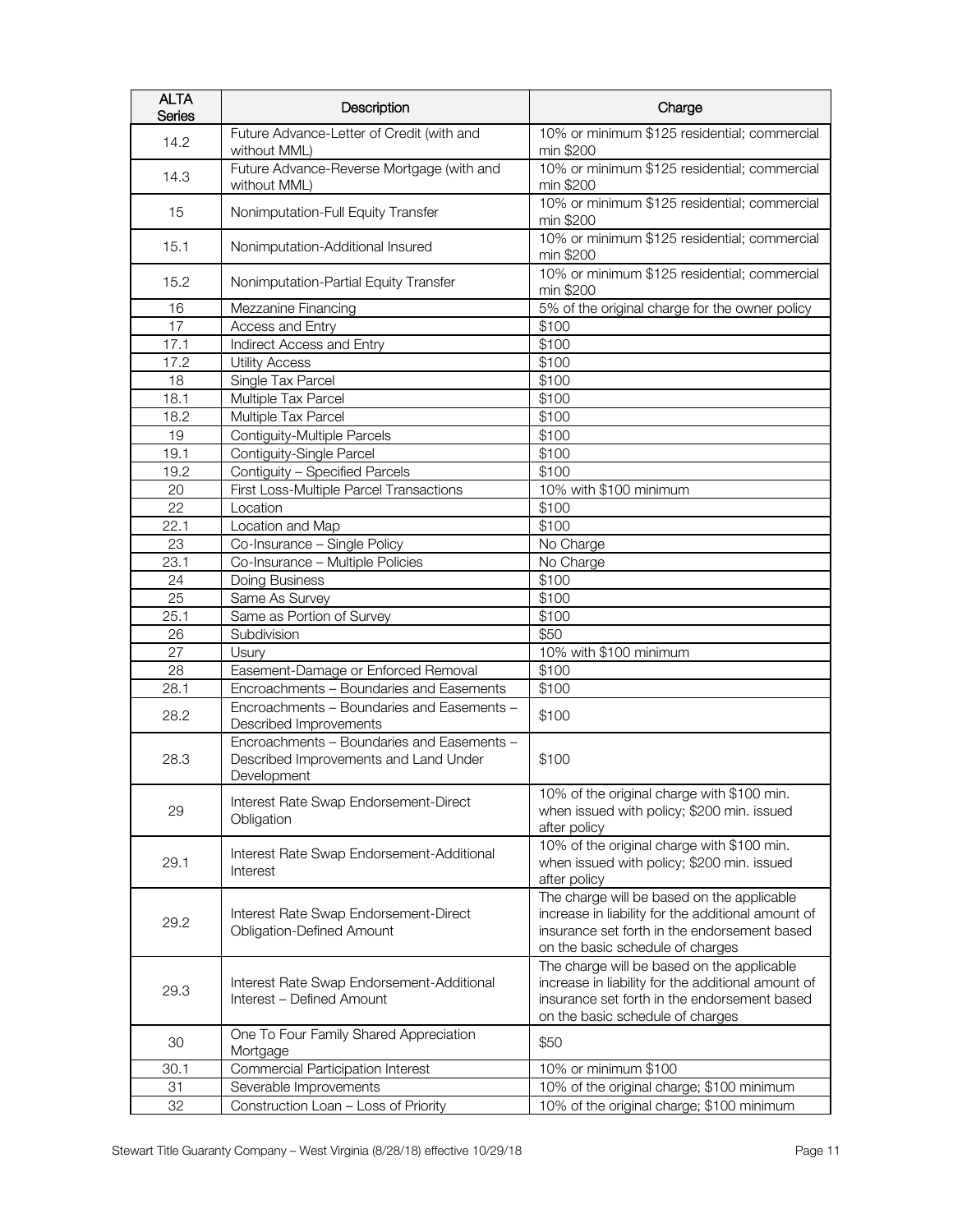| ALTA Series | Description | Charge |
|---|---|---|
| 14.2 | Future Advance-Letter of Credit (with and without MML) | 10% or minimum $125 residential; commercial min $200 |
| 14.3 | Future Advance-Reverse Mortgage (with and without MML) | 10% or minimum $125 residential; commercial min $200 |
| 15 | Nonimputation-Full Equity Transfer | 10% or minimum $125 residential; commercial min $200 |
| 15.1 | Nonimputation-Additional Insured | 10% or minimum $125 residential; commercial min $200 |
| 15.2 | Nonimputation-Partial Equity Transfer | 10% or minimum $125 residential; commercial min $200 |
| 16 | Mezzanine Financing | 5% of the original charge for the owner policy |
| 17 | Access and Entry | $100 |
| 17.1 | Indirect Access and Entry | $100 |
| 17.2 | Utility Access | $100 |
| 18 | Single Tax Parcel | $100 |
| 18.1 | Multiple Tax Parcel | $100 |
| 18.2 | Multiple Tax Parcel | $100 |
| 19 | Contiguity-Multiple Parcels | $100 |
| 19.1 | Contiguity-Single Parcel | $100 |
| 19.2 | Contiguity – Specified Parcels | $100 |
| 20 | First Loss-Multiple Parcel Transactions | 10% with $100 minimum |
| 22 | Location | $100 |
| 22.1 | Location and Map | $100 |
| 23 | Co-Insurance – Single Policy | No Charge |
| 23.1 | Co-Insurance – Multiple Policies | No Charge |
| 24 | Doing Business | $100 |
| 25 | Same As Survey | $100 |
| 25.1 | Same as Portion of Survey | $100 |
| 26 | Subdivision | $50 |
| 27 | Usury | 10% with $100 minimum |
| 28 | Easement-Damage or Enforced Removal | $100 |
| 28.1 | Encroachments – Boundaries and Easements | $100 |
| 28.2 | Encroachments – Boundaries and Easements – Described Improvements | $100 |
| 28.3 | Encroachments – Boundaries and Easements – Described Improvements and Land Under Development | $100 |
| 29 | Interest Rate Swap Endorsement-Direct Obligation | 10% of the original charge with $100 min. when issued with policy; $200 min. issued after policy |
| 29.1 | Interest Rate Swap Endorsement-Additional Interest | 10% of the original charge with $100 min. when issued with policy; $200 min. issued after policy |
| 29.2 | Interest Rate Swap Endorsement-Direct Obligation-Defined Amount | The charge will be based on the applicable increase in liability for the additional amount of insurance set forth in the endorsement based on the basic schedule of charges |
| 29.3 | Interest Rate Swap Endorsement-Additional Interest – Defined Amount | The charge will be based on the applicable increase in liability for the additional amount of insurance set forth in the endorsement based on the basic schedule of charges |
| 30 | One To Four Family Shared Appreciation Mortgage | $50 |
| 30.1 | Commercial Participation Interest | 10% or minimum $100 |
| 31 | Severable Improvements | 10% of the original charge; $100 minimum |
| 32 | Construction Loan – Loss of Priority | 10% of the original charge; $100 minimum |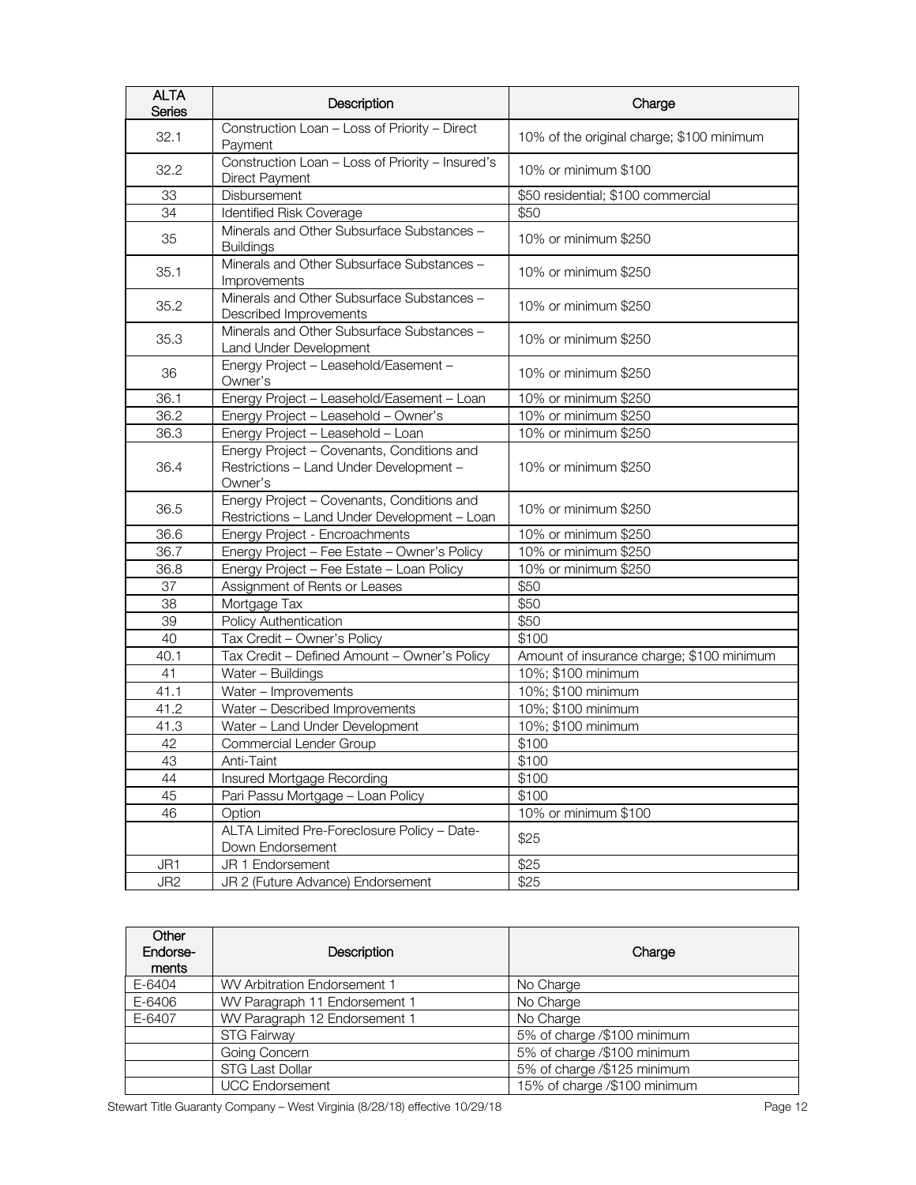| ALTA Series | Description | Charge |
|---|---|---|
| 32.1 | Construction Loan – Loss of Priority – Direct Payment | 10% of the original charge; $100 minimum |
| 32.2 | Construction Loan – Loss of Priority – Insured's Direct Payment | 10% or minimum $100 |
| 33 | Disbursement | $50 residential; $100 commercial |
| 34 | Identified Risk Coverage | $50 |
| 35 | Minerals and Other Subsurface Substances – Buildings | 10% or minimum $250 |
| 35.1 | Minerals and Other Subsurface Substances – Improvements | 10% or minimum $250 |
| 35.2 | Minerals and Other Subsurface Substances – Described Improvements | 10% or minimum $250 |
| 35.3 | Minerals and Other Subsurface Substances – Land Under Development | 10% or minimum $250 |
| 36 | Energy Project – Leasehold/Easement – Owner's | 10% or minimum $250 |
| 36.1 | Energy Project – Leasehold/Easement – Loan | 10% or minimum $250 |
| 36.2 | Energy Project – Leasehold – Owner's | 10% or minimum $250 |
| 36.3 | Energy Project – Leasehold – Loan | 10% or minimum $250 |
| 36.4 | Energy Project – Covenants, Conditions and Restrictions – Land Under Development – Owner's | 10% or minimum $250 |
| 36.5 | Energy Project – Covenants, Conditions and Restrictions – Land Under Development – Loan | 10% or minimum $250 |
| 36.6 | Energy Project - Encroachments | 10% or minimum $250 |
| 36.7 | Energy Project – Fee Estate – Owner's Policy | 10% or minimum $250 |
| 36.8 | Energy Project – Fee Estate – Loan Policy | 10% or minimum $250 |
| 37 | Assignment of Rents or Leases | $50 |
| 38 | Mortgage Tax | $50 |
| 39 | Policy Authentication | $50 |
| 40 | Tax Credit – Owner's Policy | $100 |
| 40.1 | Tax Credit – Defined Amount – Owner's Policy | Amount of insurance charge; $100 minimum |
| 41 | Water – Buildings | 10%; $100 minimum |
| 41.1 | Water – Improvements | 10%; $100 minimum |
| 41.2 | Water – Described Improvements | 10%; $100 minimum |
| 41.3 | Water – Land Under Development | 10%; $100 minimum |
| 42 | Commercial Lender Group | $100 |
| 43 | Anti-Taint | $100 |
| 44 | Insured Mortgage Recording | $100 |
| 45 | Pari Passu Mortgage – Loan Policy | $100 |
| 46 | Option | 10% or minimum $100 |
| | ALTA Limited Pre-Foreclosure Policy – Date-Down Endorsement | $25 |
| JR1 | JR 1 Endorsement | $25 |
| JR2 | JR 2 (Future Advance) Endorsement | $25 |

| Other Endorse-ments | Description | Charge |
|---|---|---|
| E-6404 | WV Arbitration Endorsement 1 | No Charge |
| E-6406 | WV Paragraph 11 Endorsement 1 | No Charge |
| E-6407 | WV Paragraph 12 Endorsement 1 | No Charge |
| | STG Fairway | 5% of charge /$100 minimum |
| | Going Concern | 5% of charge /$100 minimum |
| | STG Last Dollar | 5% of charge /$125 minimum |
| | UCC Endorsement | 15% of charge /$100 minimum |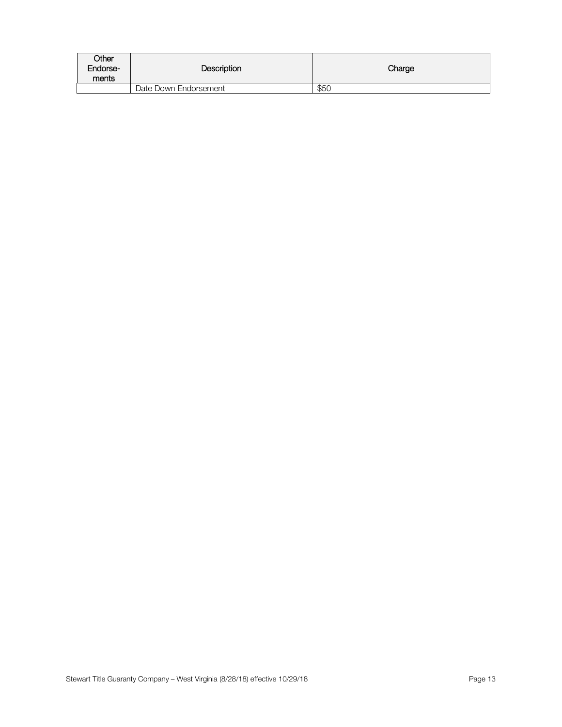| Other Endorsements | Description | Charge |
|---|---|---|
| | Date Down Endorsement | $50 |